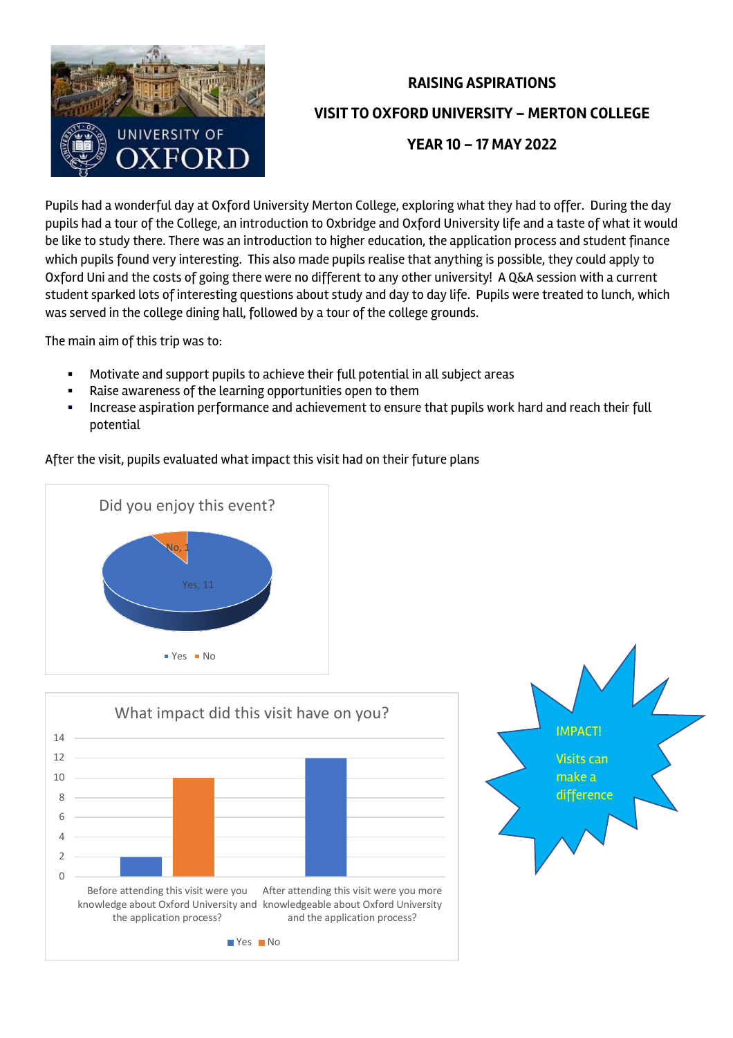# RAISING ASPIRATIONS

## VISIT TO OXFORD UNIVERSITY – MERTON COLLEGE

## YEAR 10 – 17 MAY 2022

Pupils had a wonderful day at Oxford University Merton College, exploring what they had to offer. During the day pupils had a tour of the College, an introduction to Oxbridge and Oxford University life and a taste of what it would be like to study there. There was an introduction to higher education, the application process and student finance which pupils found very interesting. This also made pupils realise that anything is possible, they could apply to Oxford Uni and the costs of going there were no different to any other university! A Q&A session with a current student sparked lots of interesting questions about study and day to day life. Pupils were treated to lunch, which was served in the college dining hall, followed by a tour of the college grounds.

The main aim of this trip was to:

- Motivate and support pupils to achieve their full potential in all subject areas
- Raise awareness of the learning opportunities open to them
- Increase aspiration performance and achievement to ensure that pupils work hard and reach their full potential

After the visit, pupils evaluated what impact this visit had on their future plans

**Did you enjoy this event?**

| Response | Count |
|---|---|
| Yes | 11 |
| No | 1 |

**What impact did this visit have on you?**

| Question | Yes | No |
|---|---|---|
| Before attending this visit were you knowledge about Oxford University and the application process? | 2 | 10 |
| After attending this visit were you more knowledgeable about Oxford University and the application process? | 12 | 0 |

IMPACT!

Visits can make a difference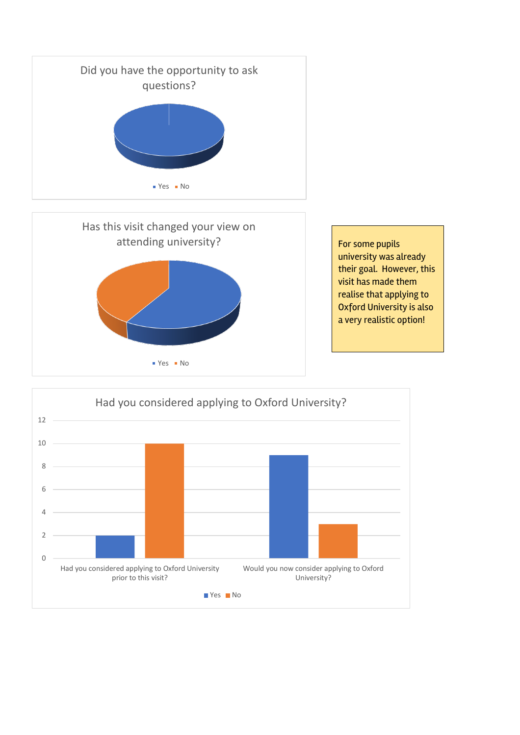**Did you have the opportunity to ask questions?**

Yes ■ No ■

**Has this visit changed your view on attending university?**

Yes ■ No ■

For some pupils university was already their goal. However, this visit has made them realise that applying to Oxford University is also a very realistic option!

**Had you considered applying to Oxford University?**

| | Yes | No |
|---|---|---|
| Had you considered applying to Oxford University prior to this visit? | 2 | 10 |
| Would you now consider applying to Oxford University? | 9 | 3 |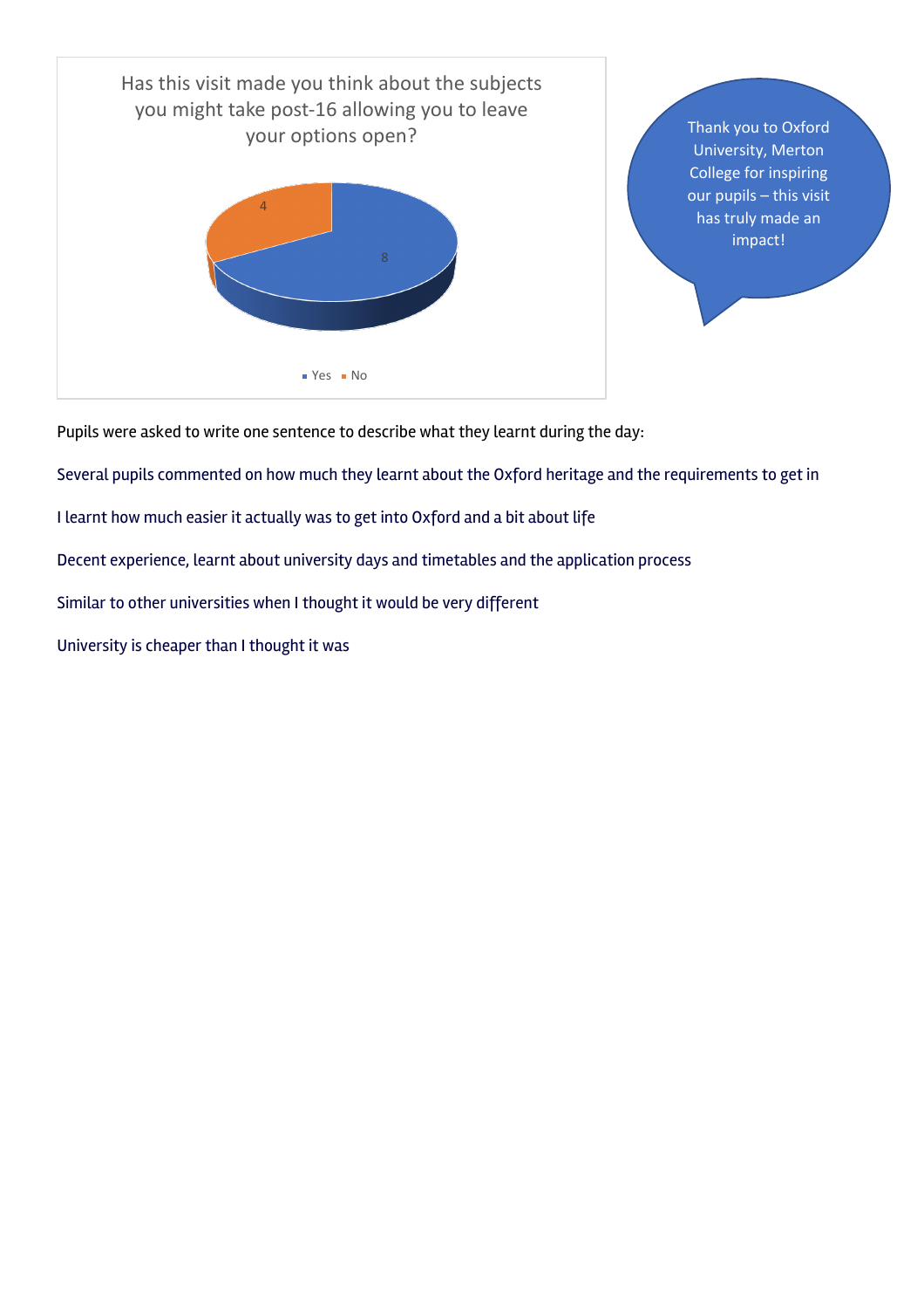Has this visit made you think about the subjects you might take post-16 allowing you to leave your options open?

4

8

Yes No

Thank you to Oxford University, Merton College for inspiring our pupils – this visit has truly made an impact!

Pupils were asked to write one sentence to describe what they learnt during the day:

Several pupils commented on how much they learnt about the Oxford heritage and the requirements to get in

I learnt how much easier it actually was to get into Oxford and a bit about life

Decent experience, learnt about university days and timetables and the application process

Similar to other universities when I thought it would be very different

University is cheaper than I thought it was